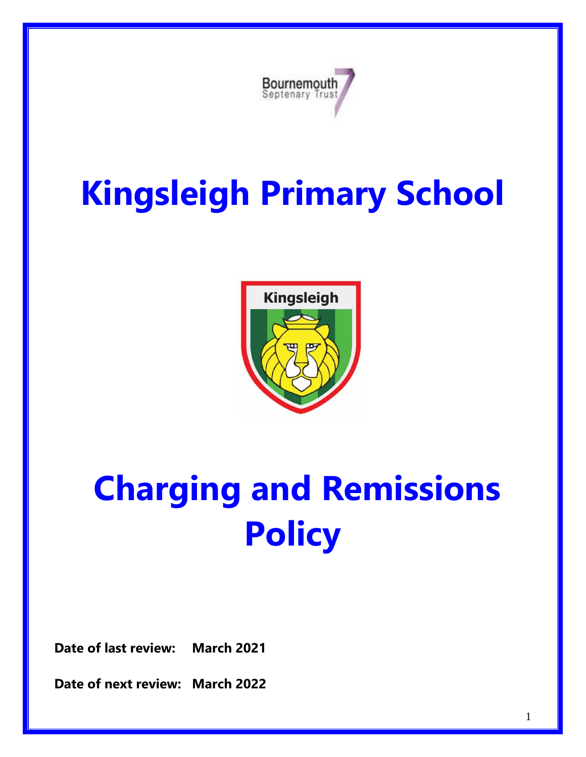Bournemouth Septenary Trust

# Kingsleigh Primary School

# Charging and Remissions Policy

**Date of last review:** **March 2021**

**Date of next review:** **March 2022**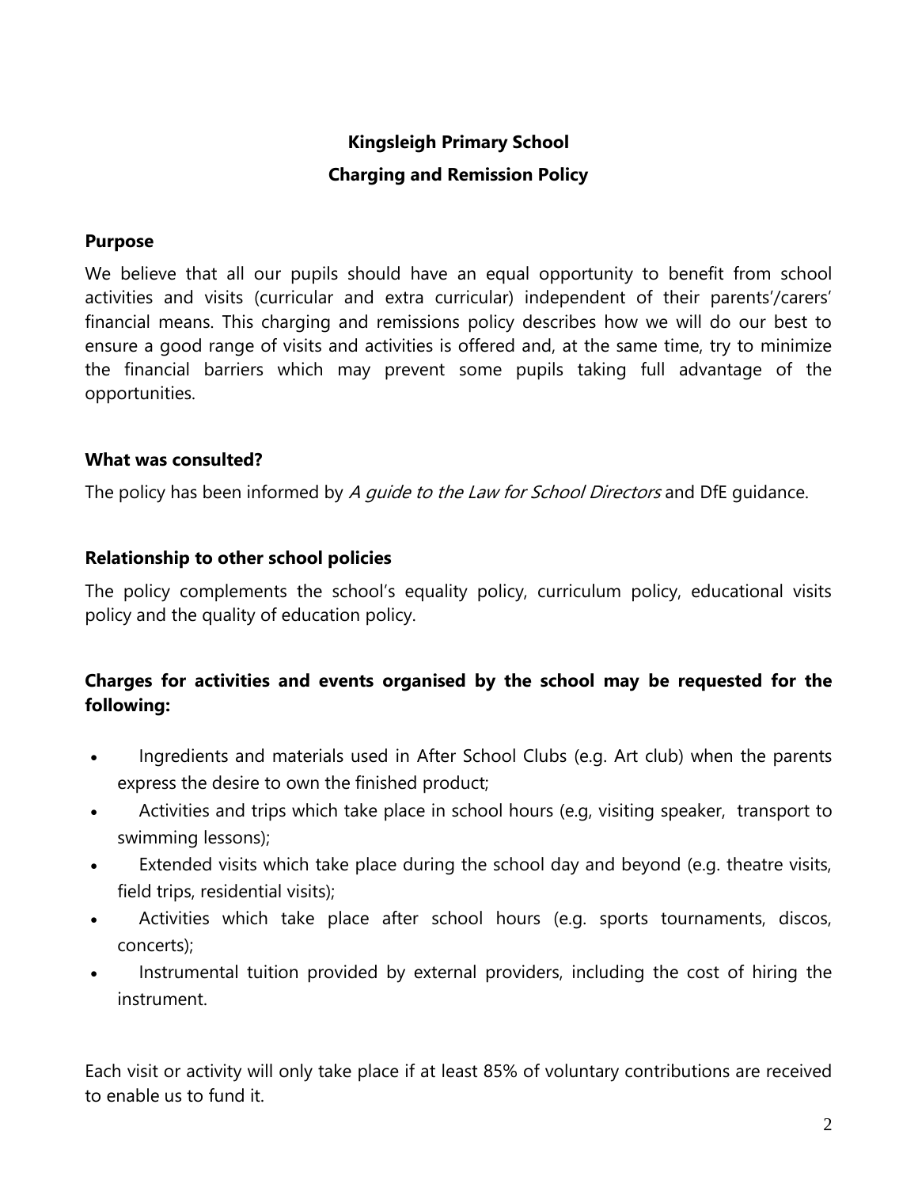**Kingsleigh Primary School**

**Charging and Remission Policy**

**Purpose**

We believe that all our pupils should have an equal opportunity to benefit from school activities and visits (curricular and extra curricular) independent of their parents'/carers' financial means. This charging and remissions policy describes how we will do our best to ensure a good range of visits and activities is offered and, at the same time, try to minimize the financial barriers which may prevent some pupils taking full advantage of the opportunities.

**What was consulted?**

The policy has been informed by *A guide to the Law for School Directors* and DfE guidance.

**Relationship to other school policies**

The policy complements the school's equality policy, curriculum policy, educational visits policy and the quality of education policy.

**Charges for activities and events organised by the school may be requested for the following:**

- Ingredients and materials used in After School Clubs (e.g. Art club) when the parents express the desire to own the finished product;
- Activities and trips which take place in school hours (e.g, visiting speaker, transport to swimming lessons);
- Extended visits which take place during the school day and beyond (e.g. theatre visits, field trips, residential visits);
- Activities which take place after school hours (e.g. sports tournaments, discos, concerts);
- Instrumental tuition provided by external providers, including the cost of hiring the instrument.

Each visit or activity will only take place if at least 85% of voluntary contributions are received to enable us to fund it.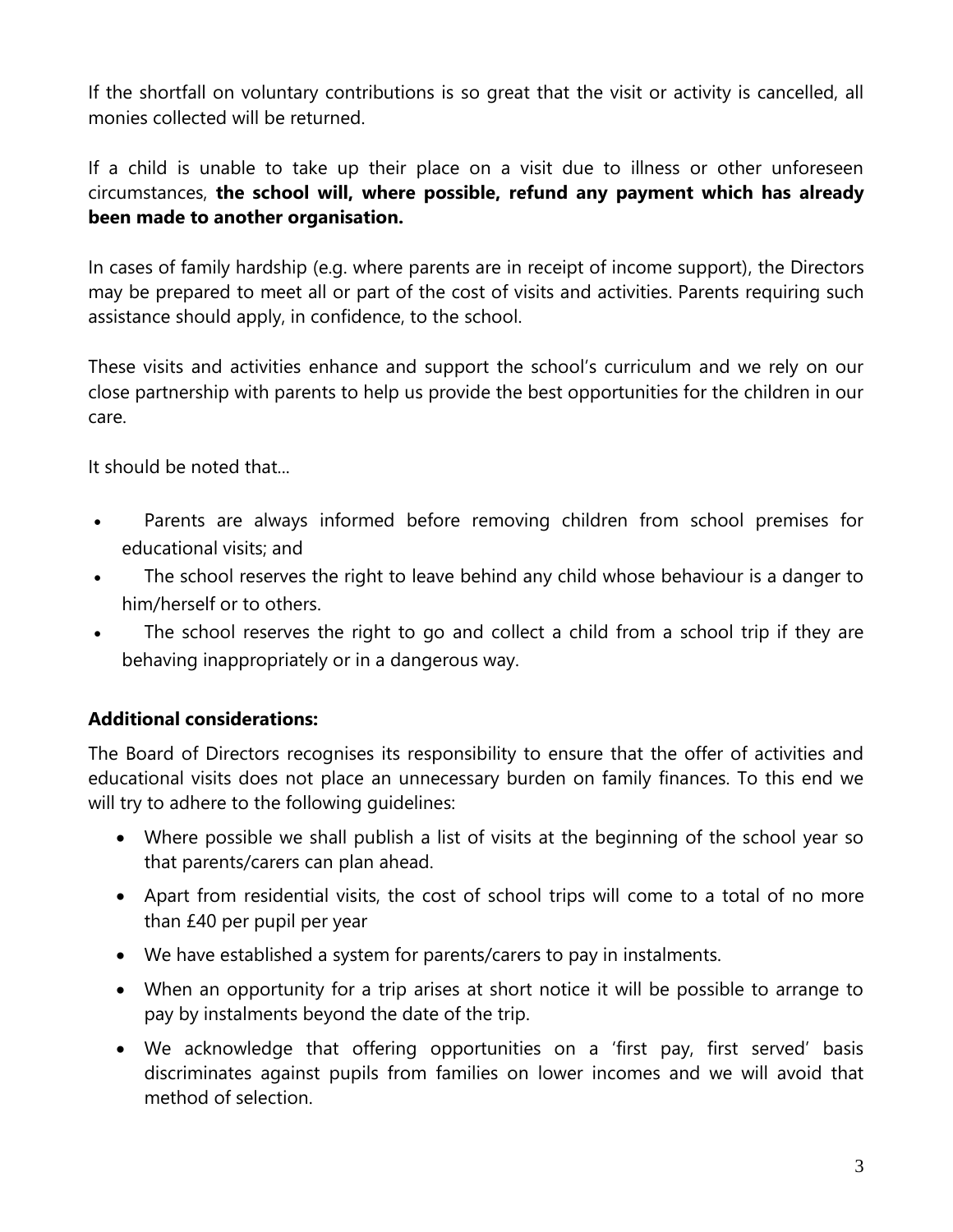If the shortfall on voluntary contributions is so great that the visit or activity is cancelled, all monies collected will be returned.

If a child is unable to take up their place on a visit due to illness or other unforeseen circumstances, **the school will, where possible, refund any payment which has already been made to another organisation.**

In cases of family hardship (e.g. where parents are in receipt of income support), the Directors may be prepared to meet all or part of the cost of visits and activities. Parents requiring such assistance should apply, in confidence, to the school.

These visits and activities enhance and support the school's curriculum and we rely on our close partnership with parents to help us provide the best opportunities for the children in our care.

It should be noted that...

- Parents are always informed before removing children from school premises for educational visits; and
- The school reserves the right to leave behind any child whose behaviour is a danger to him/herself or to others.
- The school reserves the right to go and collect a child from a school trip if they are behaving inappropriately or in a dangerous way.

**Additional considerations:**

The Board of Directors recognises its responsibility to ensure that the offer of activities and educational visits does not place an unnecessary burden on family finances. To this end we will try to adhere to the following guidelines:

- Where possible we shall publish a list of visits at the beginning of the school year so that parents/carers can plan ahead.
- Apart from residential visits, the cost of school trips will come to a total of no more than £40 per pupil per year
- We have established a system for parents/carers to pay in instalments.
- When an opportunity for a trip arises at short notice it will be possible to arrange to pay by instalments beyond the date of the trip.
- We acknowledge that offering opportunities on a 'first pay, first served' basis discriminates against pupils from families on lower incomes and we will avoid that method of selection.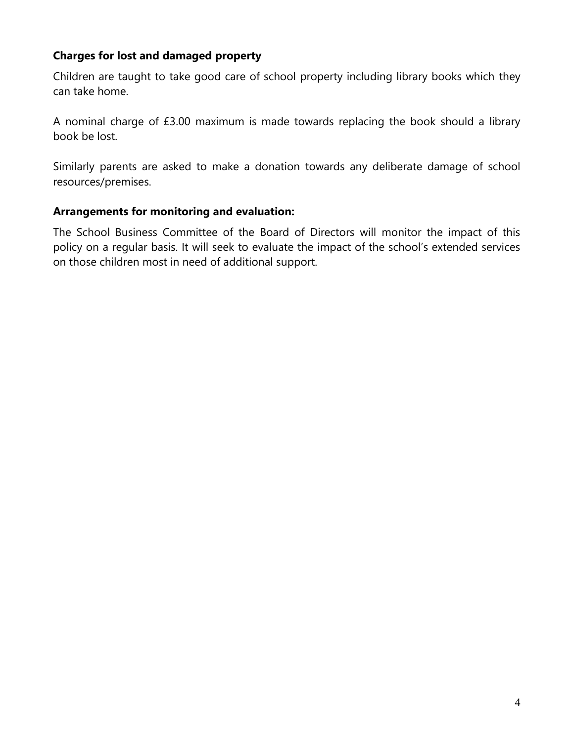**Charges for lost and damaged property**

Children are taught to take good care of school property including library books which they can take home.

A nominal charge of £3.00 maximum is made towards replacing the book should a library book be lost.

Similarly parents are asked to make a donation towards any deliberate damage of school resources/premises.

**Arrangements for monitoring and evaluation:**

The School Business Committee of the Board of Directors will monitor the impact of this policy on a regular basis. It will seek to evaluate the impact of the school's extended services on those children most in need of additional support.